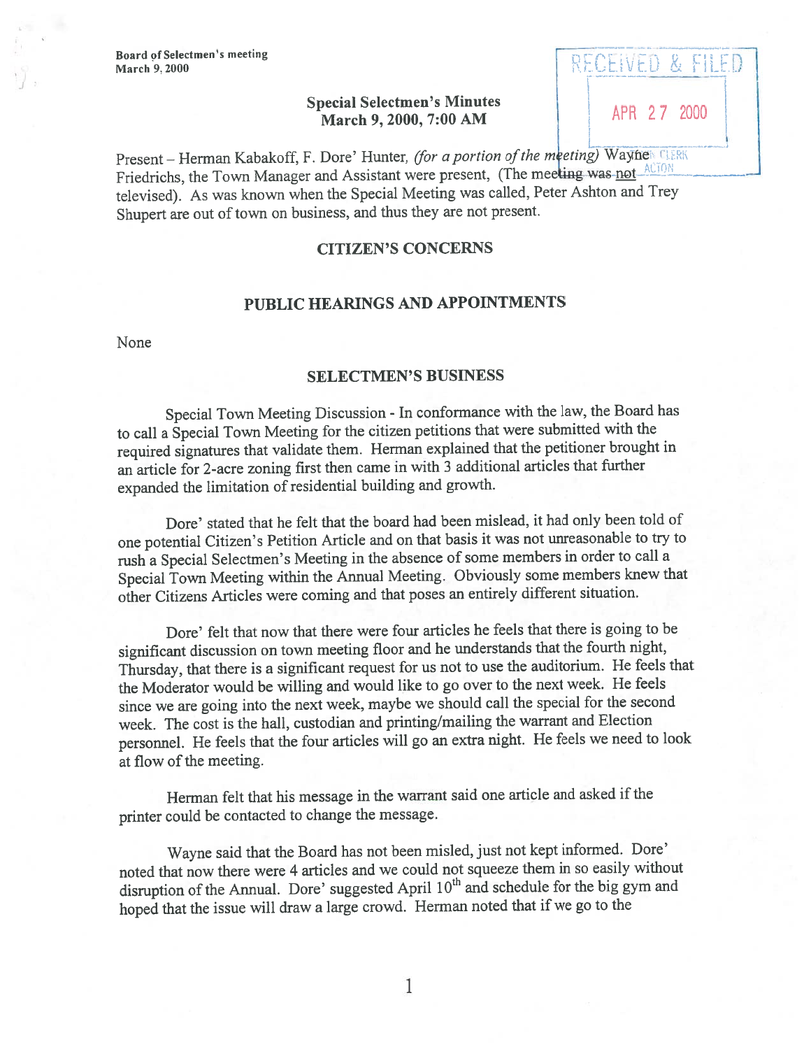Board of Selectmen's meeting
March 9, 2000

RECEIVED & FILED

APR 27 2000

TOWN CLERK
ACTON

## Special Selectmen's Minutes
## March 9, 2000, 7:00 AM

Present – Herman Kabakoff, F. Dore' Hunter, *(for a portion of the meeting)* Wayne Friedrichs, the Town Manager and Assistant were present, (The meeting was not televised). As was known when the Special Meeting was called, Peter Ashton and Trey Shupert are out of town on business, and thus they are not present.

### CITIZEN'S CONCERNS

### PUBLIC HEARINGS AND APPOINTMENTS

None

### SELECTMEN'S BUSINESS

Special Town Meeting Discussion - In conformance with the law, the Board has to call a Special Town Meeting for the citizen petitions that were submitted with the required signatures that validate them. Herman explained that the petitioner brought in an article for 2-acre zoning first then came in with 3 additional articles that further expanded the limitation of residential building and growth.

Dore' stated that he felt that the board had been mislead, it had only been told of one potential Citizen's Petition Article and on that basis it was not unreasonable to try to rush a Special Selectmen's Meeting in the absence of some members in order to call a Special Town Meeting within the Annual Meeting. Obviously some members knew that other Citizens Articles were coming and that poses an entirely different situation.

Dore' felt that now that there were four articles he feels that there is going to be significant discussion on town meeting floor and he understands that the fourth night, Thursday, that there is a significant request for us not to use the auditorium. He feels that the Moderator would be willing and would like to go over to the next week. He feels since we are going into the next week, maybe we should call the special for the second week. The cost is the hall, custodian and printing/mailing the warrant and Election personnel. He feels that the four articles will go an extra night. He feels we need to look at flow of the meeting.

Herman felt that his message in the warrant said one article and asked if the printer could be contacted to change the message.

Wayne said that the Board has not been misled, just not kept informed. Dore' noted that now there were 4 articles and we could not squeeze them in so easily without disruption of the Annual. Dore' suggested April 10th and schedule for the big gym and hoped that the issue will draw a large crowd. Herman noted that if we go to the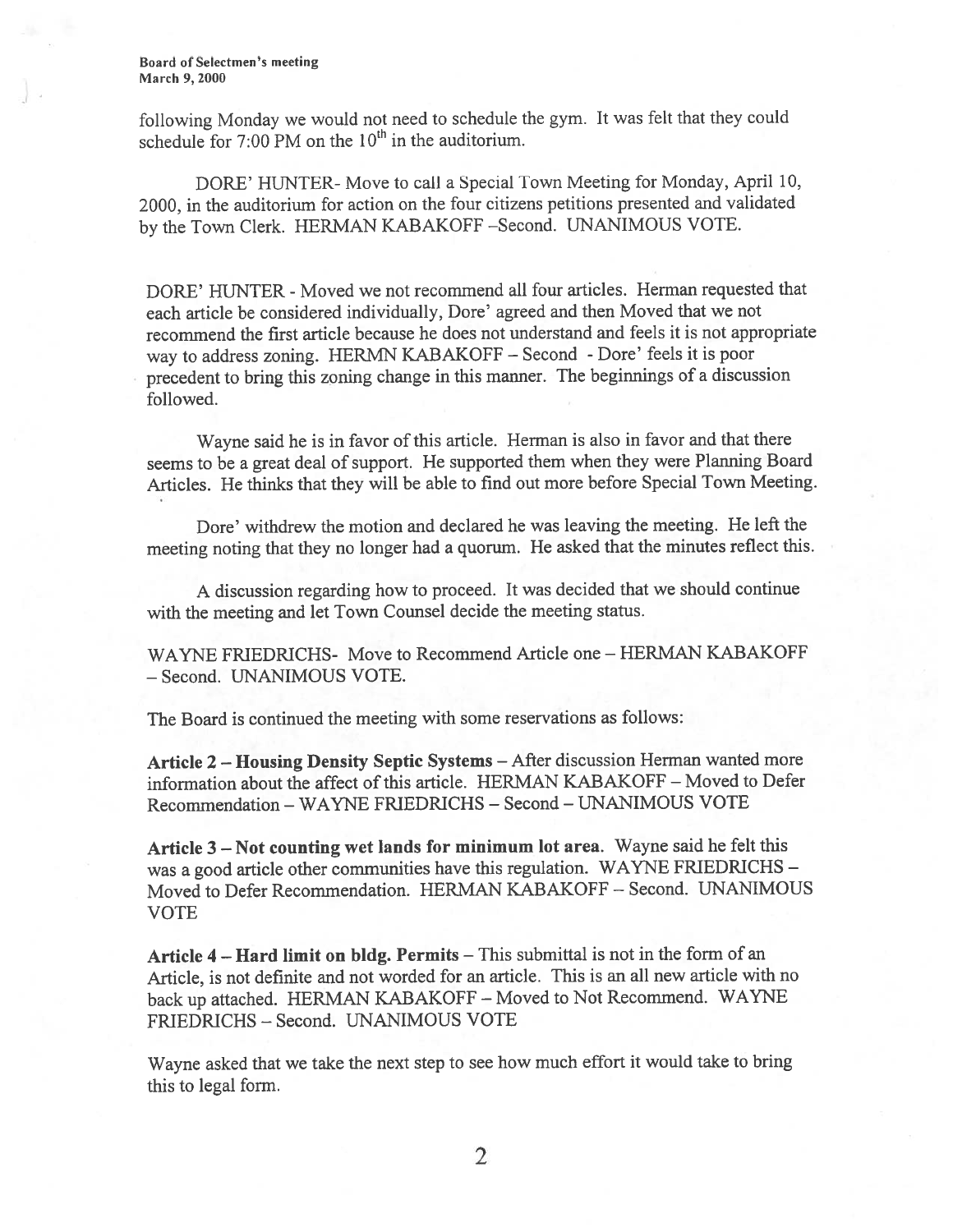following Monday we would not need to schedule the gym. It was felt that they could schedule for 7:00 PM on the 10th in the auditorium.

DORE' HUNTER- Move to call a Special Town Meeting for Monday, April 10, 2000, in the auditorium for action on the four citizens petitions presented and validated by the Town Clerk. HERMAN KABAKOFF –Second. UNANIMOUS VOTE.

DORE' HUNTER - Moved we not recommend all four articles. Herman requested that each article be considered individually, Dore' agreed and then Moved that we not recommend the first article because he does not understand and feels it is not appropriate way to address zoning. HERMN KABAKOFF – Second - Dore' feels it is poor precedent to bring this zoning change in this manner. The beginnings of a discussion followed.

Wayne said he is in favor of this article. Herman is also in favor and that there seems to be a great deal of support. He supported them when they were Planning Board Articles. He thinks that they will be able to find out more before Special Town Meeting.

Dore' withdrew the motion and declared he was leaving the meeting. He left the meeting noting that they no longer had a quorum. He asked that the minutes reflect this.

A discussion regarding how to proceed. It was decided that we should continue with the meeting and let Town Counsel decide the meeting status.

WAYNE FRIEDRICHS- Move to Recommend Article one – HERMAN KABAKOFF – Second. UNANIMOUS VOTE.

The Board is continued the meeting with some reservations as follows:

**Article 2 – Housing Density Septic Systems** – After discussion Herman wanted more information about the affect of this article. HERMAN KABAKOFF – Moved to Defer Recommendation – WAYNE FRIEDRICHS – Second – UNANIMOUS VOTE

**Article 3 – Not counting wet lands for minimum lot area**. Wayne said he felt this was a good article other communities have this regulation. WAYNE FRIEDRICHS – Moved to Defer Recommendation. HERMAN KABAKOFF – Second. UNANIMOUS VOTE

**Article 4 – Hard limit on bldg. Permits** – This submittal is not in the form of an Article, is not definite and not worded for an article. This is an all new article with no back up attached. HERMAN KABAKOFF – Moved to Not Recommend. WAYNE FRIEDRICHS – Second. UNANIMOUS VOTE

Wayne asked that we take the next step to see how much effort it would take to bring this to legal form.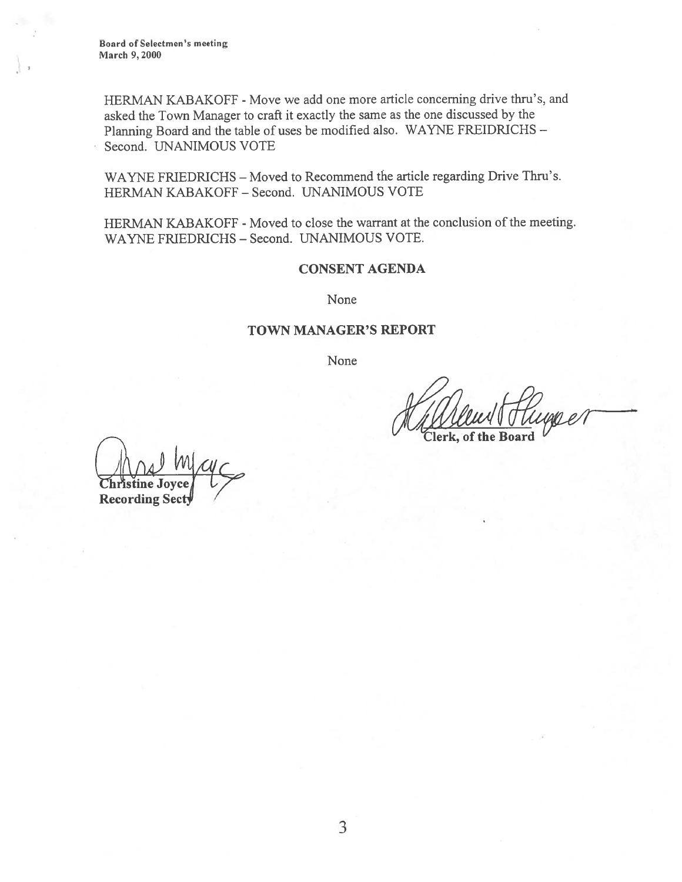HERMAN KABAKOFF - Move we add one more article concerning drive thru's, and asked the Town Manager to craft it exactly the same as the one discussed by the Planning Board and the table of uses be modified also. WAYNE FREIDRICHS – Second. UNANIMOUS VOTE

WAYNE FRIEDRICHS – Moved to Recommend the article regarding Drive Thru's. HERMAN KABAKOFF – Second. UNANIMOUS VOTE

HERMAN KABAKOFF - Moved to close the warrant at the conclusion of the meeting. WAYNE FRIEDRICHS – Second. UNANIMOUS VOTE.

**CONSENT AGENDA**

None

**TOWN MANAGER'S REPORT**

None

**Clerk, of the Board**

**Christine Joyce**
**Recording Secty**